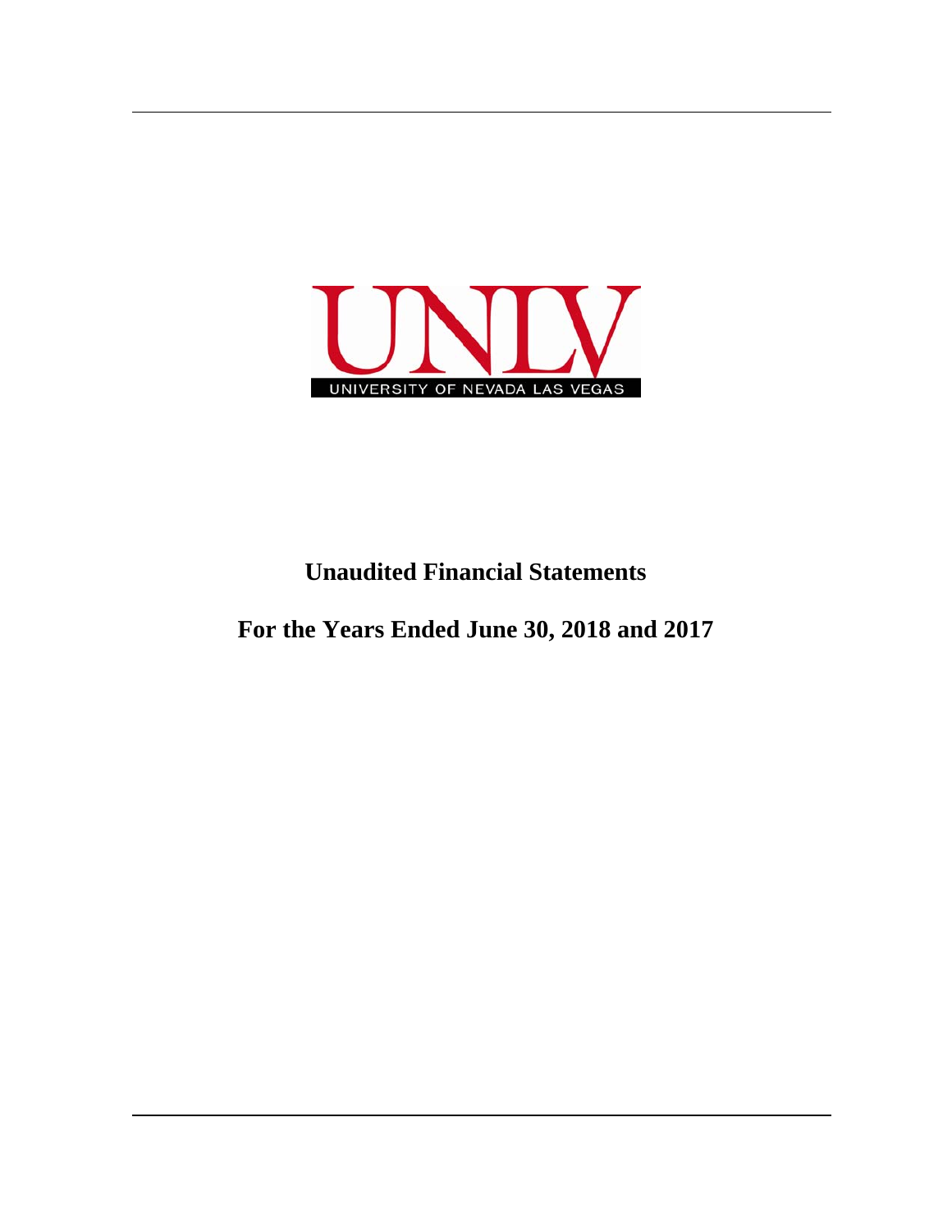UNLV

UNIVERSITY OF NEVADA LAS VEGAS

# Unaudited Financial Statements

# For the Years Ended June 30, 2018 and 2017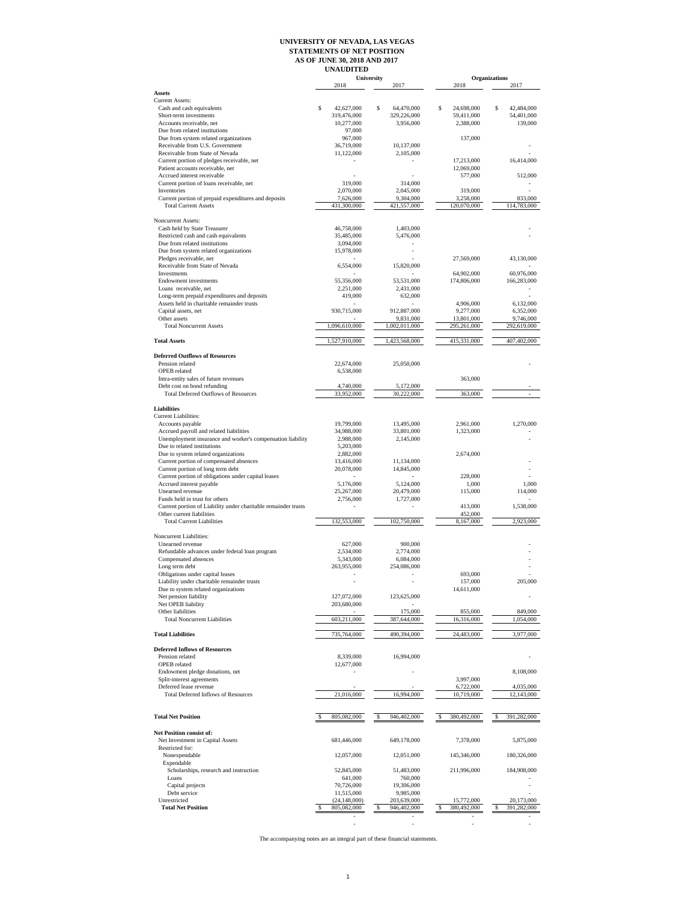**UNIVERSITY OF NEVADA, LAS VEGAS**
**STATEMENTS OF NET POSITION**
**AS OF JUNE 30, 2018 AND 2017**
**UNAUDITED**

| | University | | Organizations | |
|---|---|---|---|---|
| | 2018 | 2017 | 2018 | 2017 |
| **Assets** | | | | |
| Current Assets: | | | | |
| Cash and cash equivalents | $ 42,627,000 | $ 64,470,000 | $ 24,698,000 | $ 42,484,000 |
| Short-term investments | 319,476,000 | 329,226,000 | 59,411,000 | 54,401,000 |
| Accounts receivable, net | 10,277,000 | 3,956,000 | 2,388,000 | 139,000 |
| Due from related institutions | 97,000 | | | |
| Due from system related organizations | 967,000 | | 137,000 | |
| Receivable from U.S. Government | 36,719,000 | 10,137,000 | | - |
| Receivable from State of Nevada | 11,122,000 | 2,105,000 | | - |
| Current portion of pledges receivable, net | - | - | 17,213,000 | 16,414,000 |
| Patient accounts receivable, net | | | 12,069,000 | |
| Accrued interest receivable | - | - | 577,000 | 512,000 |
| Current portion of loans receivable, net | 319,000 | 314,000 | | - |
| Inventories | 2,070,000 | 2,045,000 | 319,000 | - |
| Current portion of prepaid expenditures and deposits | 7,626,000 | 9,304,000 | 3,258,000 | 833,000 |
| Total Current Assets | 431,300,000 | 421,557,000 | 120,070,000 | 114,783,000 |
| Noncurrent Assets: | | | | |
| Cash held by State Treasurer | 46,758,000 | 1,403,000 | | - |
| Restricted cash and cash equivalents | 35,485,000 | 5,476,000 | | - |
| Due from related institutions | 3,094,000 | - | | |
| Due from system related organizations | 15,978,000 | - | | |
| Pledges receivable, net | - | - | 27,569,000 | 43,130,000 |
| Receivable from State of Nevada | 6,554,000 | 15,820,000 | | - |
| Investments | - | - | 64,902,000 | 60,976,000 |
| Endowment investments | 55,356,000 | 53,531,000 | 174,806,000 | 166,283,000 |
| Loans receivable, net | 2,251,000 | 2,431,000 | | - |
| Long-term prepaid expenditures and deposits | 419,000 | 632,000 | | - |
| Assets held in charitable remainder trusts | - | - | 4,906,000 | 6,132,000 |
| Capital assets, net | 930,715,000 | 912,887,000 | 9,277,000 | 6,352,000 |
| Other assets | - | 9,831,000 | 13,801,000 | 9,746,000 |
| Total Noncurrent Assets | 1,096,610,000 | 1,002,011,000 | 295,261,000 | 292,619,000 |
| **Total Assets** | 1,527,910,000 | 1,423,568,000 | 415,331,000 | 407,402,000 |
| **Deferred Outflows of Resources** | | | | |
| Pension related | 22,674,000 | 25,050,000 | | - |
| OPEB related | 6,538,000 | | | |
| Intra-entity sales of future revenues | | | 363,000 | |
| Debt cost on bond refunding | 4,740,000 | 5,172,000 | | - |
| Total Deferred Outflows of Resources | 33,952,000 | 30,222,000 | 363,000 | - |
| **Liabilities** | | | | |
| Current Liabilities: | | | | |
| Accounts payable | 19,799,000 | 13,495,000 | 2,961,000 | 1,270,000 |
| Accrued payroll and related liabilities | 34,988,000 | 33,801,000 | 1,323,000 | - |
| Unemployment insurance and worker's compensation liability | 2,988,000 | 2,145,000 | | - |
| Due to related institutions | 5,203,000 | | | |
| Due to system related organizations | 2,882,000 | | 2,674,000 | |
| Current portion of compensated absences | 13,416,000 | 11,134,000 | | - |
| Current portion of long term debt | 20,078,000 | 14,845,000 | | - |
| Current portion of obligations under capital leases | - | - | 228,000 | - |
| Accrued interest payable | 5,176,000 | 5,124,000 | 1,000 | 1,000 |
| Unearned revenue | 25,267,000 | 20,479,000 | 115,000 | 114,000 |
| Funds held in trust for others | 2,756,000 | 1,727,000 | | - |
| Current portion of Liability under charitable remainder trusts | - | - | 413,000 | 1,538,000 |
| Other current liabilities | | | 452,000 | |
| Total Current Liabilities | 132,553,000 | 102,750,000 | 8,167,000 | 2,923,000 |
| Noncurrent Liabilities: | | | | |
| Unearned revenue | 627,000 | 900,000 | | - |
| Refundable advances under federal loan program | 2,534,000 | 2,774,000 | | - |
| Compensated absences | 5,343,000 | 6,084,000 | | - |
| Long term debt | 263,955,000 | 254,086,000 | | - |
| Obligations under capital leases | - | - | 693,000 | - |
| Liability under charitable remainder trusts | - | - | 157,000 | 205,000 |
| Due to system related organizations | | | 14,611,000 | |
| Net pension liability | 127,072,000 | 123,625,000 | | - |
| Net OPEB liability | 203,680,000 | - | | |
| Other liabilities | - | 175,000 | 855,000 | 849,000 |
| Total Noncurrent Liabilities | 603,211,000 | 387,644,000 | 16,316,000 | 1,054,000 |
| **Total Liabilities** | 735,764,000 | 490,394,000 | 24,483,000 | 3,977,000 |
| **Deferred Inflows of Resources** | | | | |
| Pension related | 8,339,000 | 16,994,000 | | - |
| OPEB related | 12,677,000 | | | |
| Endowment pledge donations, net | - | - | | 8,108,000 |
| Split-interest agreements | | | 3,997,000 | |
| Deferred lease revenue | - | - | 6,722,000 | 4,035,000 |
| Total Deferred Inflows of Resources | 21,016,000 | 16,994,000 | 10,719,000 | 12,143,000 |
| **Total Net Position** | $ 805,082,000 | $ 946,402,000 | $ 380,492,000 | $ 391,282,000 |
| **Net Position consist of:** | | | | |
| Net Investment in Capital Assets | 681,446,000 | 649,178,000 | 7,378,000 | 5,875,000 |
| Restricted for: | | | | |
| Nonexpendable | 12,057,000 | 12,051,000 | 145,346,000 | 180,326,000 |
| Expendable | | | | |
| Scholarships, research and instruction | 52,845,000 | 51,483,000 | 211,996,000 | 184,908,000 |
| Loans | 641,000 | 760,000 | | - |
| Capital projects | 70,726,000 | 19,306,000 | | - |
| Debt service | 11,515,000 | 9,985,000 | | - |
| Unrestricted | (24,148,000) | 203,639,000 | 15,772,000 | 20,173,000 |
| **Total Net Position** | $ 805,082,000 | $ 946,402,000 | $ 380,492,000 | $ 391,282,000 |
| | - | - | - | - |
| | - | - | - | - |

The accompanying notes are an integral part of these financial statements.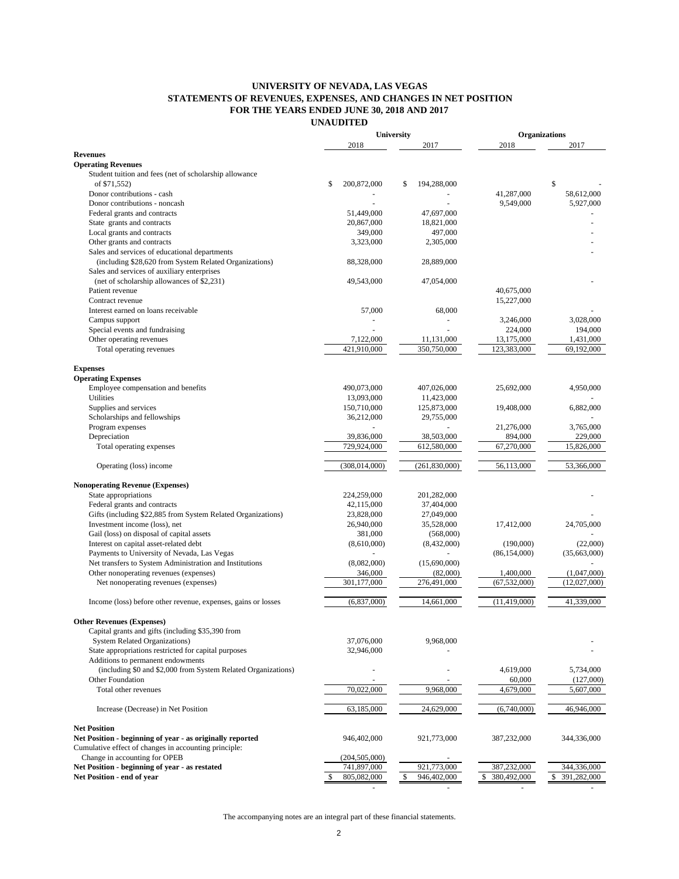# UNIVERSITY OF NEVADA, LAS VEGAS
## STATEMENTS OF REVENUES, EXPENSES, AND CHANGES IN NET POSITION
## FOR THE YEARS ENDED JUNE 30, 2018 AND 2017
## UNAUDITED

| | University | | Organizations | |
|---|---|---|---|---|
| | 2018 | 2017 | 2018 | 2017 |
| **Revenues** | | | | |
| **Operating Revenues** | | | | |
| Student tuition and fees (net of scholarship allowance of $71,552) | $ 200,872,000 | $ 194,288,000 | | $ - |
| Donor contributions - cash | - | - | 41,287,000 | 58,612,000 |
| Donor contributions - noncash | - | - | 9,549,000 | 5,927,000 |
| Federal grants and contracts | 51,449,000 | 47,697,000 | | - |
| State grants and contracts | 20,867,000 | 18,821,000 | | - |
| Local grants and contracts | 349,000 | 497,000 | | - |
| Other grants and contracts | 3,323,000 | 2,305,000 | | - |
| Sales and services of educational departments (including $28,620 from System Related Organizations) | 88,328,000 | 28,889,000 | | - |
| Sales and services of auxiliary enterprises (net of scholarship allowances of $2,231) | 49,543,000 | 47,054,000 | | - |
| Patient revenue | | | 40,675,000 | |
| Contract revenue | | | 15,227,000 | |
| Interest earned on loans receivable | 57,000 | 68,000 | | - |
| Campus support | - | - | 3,246,000 | 3,028,000 |
| Special events and fundraising | - | - | 224,000 | 194,000 |
| Other operating revenues | 7,122,000 | 11,131,000 | 13,175,000 | 1,431,000 |
| Total operating revenues | 421,910,000 | 350,750,000 | 123,383,000 | 69,192,000 |
| **Expenses** | | | | |
| **Operating Expenses** | | | | |
| Employee compensation and benefits | 490,073,000 | 407,026,000 | 25,692,000 | 4,950,000 |
| Utilities | 13,093,000 | 11,423,000 | | - |
| Supplies and services | 150,710,000 | 125,873,000 | 19,408,000 | 6,882,000 |
| Scholarships and fellowships | 36,212,000 | 29,755,000 | | - |
| Program expenses | - | - | 21,276,000 | 3,765,000 |
| Depreciation | 39,836,000 | 38,503,000 | 894,000 | 229,000 |
| Total operating expenses | 729,924,000 | 612,580,000 | 67,270,000 | 15,826,000 |
| Operating (loss) income | (308,014,000) | (261,830,000) | 56,113,000 | 53,366,000 |
| **Nonoperating Revenue (Expenses)** | | | | |
| State appropriations | 224,259,000 | 201,282,000 | | - |
| Federal grants and contracts | 42,115,000 | 37,404,000 | | |
| Gifts (including $22,885 from System Related Organizations) | 23,828,000 | 27,049,000 | | - |
| Investment income (loss), net | 26,940,000 | 35,528,000 | 17,412,000 | 24,705,000 |
| Gail (loss) on disposal of capital assets | 381,000 | (568,000) | | - |
| Interest on capital asset-related debt | (8,610,000) | (8,432,000) | (190,000) | (22,000) |
| Payments to University of Nevada, Las Vegas | - | - | (86,154,000) | (35,663,000) |
| Net transfers to System Administration and Institutions | (8,082,000) | (15,690,000) | | - |
| Other nonoperating revenues (expenses) | 346,000 | (82,000) | 1,400,000 | (1,047,000) |
| Net nonoperating revenues (expenses) | 301,177,000 | 276,491,000 | (67,532,000) | (12,027,000) |
| Income (loss) before other revenue, expenses, gains or losses | (6,837,000) | 14,661,000 | (11,419,000) | 41,339,000 |
| **Other Revenues (Expenses)** | | | | |
| Capital grants and gifts (including $35,390 from System Related Organizations) | 37,076,000 | 9,968,000 | | - |
| State appropriations restricted for capital purposes | 32,946,000 | - | | - |
| Additions to permanent endowments (including $0 and $2,000 from System Related Organizations) | - | - | 4,619,000 | 5,734,000 |
| Other Foundation | - | - | 60,000 | (127,000) |
| Total other revenues | 70,022,000 | 9,968,000 | 4,679,000 | 5,607,000 |
| Increase (Decrease) in Net Position | 63,185,000 | 24,629,000 | (6,740,000) | 46,946,000 |
| **Net Position** | | | | |
| **Net Position - beginning of year - as originally reported** | 946,402,000 | 921,773,000 | 387,232,000 | 344,336,000 |
| Cumulative effect of changes in accounting principle: Change in accounting for OPEB | (204,505,000) | - | | |
| **Net Position - beginning of year - as restated** | 741,897,000 | 921,773,000 | 387,232,000 | 344,336,000 |
| **Net Position - end of year** | $ 805,082,000 | $ 946,402,000 | $ 380,492,000 | $ 391,282,000 |
| | - | - | - | - |

The accompanying notes are an integral part of these financial statements.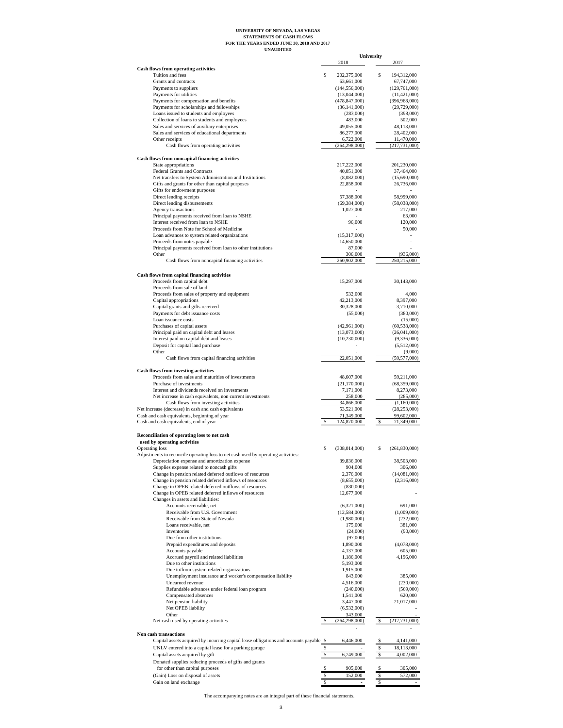**UNIVERSITY OF NEVADA, LAS VEGAS**
**STATEMENTS OF CASH FLOWS**
**FOR THE YEARS ENDED JUNE 30, 2018 AND 2017**
**UNAUDITED**

| | University | |
|---|---|---|
| | 2018 | 2017 |
| **Cash flows from operating activities** | | |
| Tuition and fees | $ 202,375,000 | $ 194,312,000 |
| Grants and contracts | 63,661,000 | 67,747,000 |
| Payments to suppliers | (144,556,000) | (129,761,000) |
| Payments for utilities | (13,044,000) | (11,421,000) |
| Payments for compensation and benefits | (478,847,000) | (396,968,000) |
| Payments for scholarships and fellowships | (36,141,000) | (29,729,000) |
| Loans issued to students and employees | (283,000) | (398,000) |
| Collection of loans to students and employees | 483,000 | 502,000 |
| Sales and services of auxiliary enterprises | 49,055,000 | 48,113,000 |
| Sales and services of educational departments | 86,277,000 | 28,402,000 |
| Other receipts | 6,722,000 | 11,470,000 |
| Cash flows from operating activities | (264,298,000) | (217,731,000) |
| **Cash flows from noncapital financing activities** | | |
| State appropriations | 217,222,000 | 201,230,000 |
| Federal Grants and Contracts | 40,051,000 | 37,464,000 |
| Net transfers to System Administration and Institutions | (8,082,000) | (15,690,000) |
| Gifts and grants for other than capital purposes | 22,858,000 | 26,736,000 |
| Gifts for endowment purposes | - | - |
| Direct lending receipts | 57,388,000 | 58,999,000 |
| Direct lending disbursements | (69,384,000) | (58,038,000) |
| Agency transactions | 1,027,000 | 217,000 |
| Principal payments received from loan to NSHE | - | 63,000 |
| Interest received from loan to NSHE | 96,000 | 120,000 |
| Proceeds from Note for School of Medicine | - | 50,000 |
| Loan advances to system related organizations | (15,317,000) | - |
| Proceeds from notes payable | 14,650,000 | - |
| Principal payments received from loan to other institutions | 87,000 | - |
| Other | 306,000 | (936,000) |
| Cash flows from noncapital financing activities | 260,902,000 | 250,215,000 |
| **Cash flows from capital financing activities** | | |
| Proceeds from capital debt | 15,297,000 | 30,143,000 |
| Proceeds from sale of land | - | - |
| Proceeds from sales of property and equipment | 532,000 | 4,000 |
| Capital appropriations | 42,213,000 | 8,397,000 |
| Capital grants and gifts received | 30,328,000 | 3,710,000 |
| Payments for debt issuance costs | (55,000) | (380,000) |
| Loan issuance costs | - | (15,000) |
| Purchases of capital assets | (42,961,000) | (60,538,000) |
| Principal paid on capital debt and leases | (13,073,000) | (26,041,000) |
| Interest paid on capital debt and leases | (10,230,000) | (9,336,000) |
| Deposit for capital land purchase | - | (5,512,000) |
| Other | - | (9,000) |
| Cash flows from capital financing activities | 22,051,000 | (59,577,000) |
| **Cash flows from investing activities** | | |
| Proceeds from sales and maturities of investments | 48,607,000 | 59,211,000 |
| Purchase of investments | (21,170,000) | (68,359,000) |
| Interest and dividends received on investments | 7,171,000 | 8,273,000 |
| Net increase in cash equivalents, non current investments | 258,000 | (285,000) |
| Cash flows from investing activities | 34,866,000 | (1,160,000) |
| Net increase (decrease) in cash and cash equivalents | 53,521,000 | (28,253,000) |
| Cash and cash equivalents, beginning of year | 71,349,000 | 99,602,000 |
| Cash and cash equivalents, end of year | $ 124,870,000 | $ 71,349,000 |
| **Reconciliation of operating loss to net cash used by operating activities** | | |
| Operating loss | $ (308,014,000) | $ (261,830,000) |
| Adjustments to reconcile operating loss to net cash used by operating activities: | | |
| Depreciation expense and amortization expense | 39,836,000 | 38,503,000 |
| Supplies expense related to noncash gifts | 904,000 | 306,000 |
| Change in pension related deferred outflows of resources | 2,376,000 | (14,081,000) |
| Change in pension related deferred inflows of resources | (8,655,000) | (2,316,000) |
| Change in OPEB related deferred outflows of resources | (830,000) | - |
| Change in OPEB related deferred inflows of resources | 12,677,000 | - |
| Changes in assets and liabilities: | | |
| Accounts receivable, net | (6,321,000) | 691,000 |
| Receivable from U.S. Government | (12,584,000) | (1,009,000) |
| Receivable from State of Nevada | (1,980,000) | (232,000) |
| Loans receivable, net | 175,000 | 381,000 |
| Inventories | (24,000) | (90,000) |
| Due from other institutions | (97,000) | |
| Prepaid expenditures and deposits | 1,890,000 | (4,078,000) |
| Accounts payable | 4,137,000 | 605,000 |
| Accrued payroll and related liabilities | 1,186,000 | 4,196,000 |
| Due to other institutions | 5,193,000 | |
| Due to/from system related organizations | 1,915,000 | |
| Unemployment insurance and worker's compensation liability | 843,000 | 385,000 |
| Unearned revenue | 4,516,000 | (230,000) |
| Refundable advances under federal loan program | (240,000) | (569,000) |
| Compensated absences | 1,541,000 | 620,000 |
| Net pension liability | 3,447,000 | 21,017,000 |
| Net OPEB liability | (6,532,000) | - |
| Other | 343,000 | - |
| Net cash used by operating activities | $ (264,298,000) | $ (217,731,000) |
| | - | - |
| **Non cash transactions** | | |
| Capital assets acquired by incurring capital lease obligations and accounts payable | $ 6,446,000 | $ 4,141,000 |
| UNLV entered into a capital lease for a parking garage | $ - | $ 18,113,000 |
| Capital assets acquired by gift | $ 6,749,000 | $ 4,002,000 |
| Donated supplies reducing proceeds of gifts and grants for other than capital purposes | $ 905,000 | $ 305,000 |
| (Gain) Loss on disposal of assets | $ 152,000 | $ 572,000 |
| Gain on land exchange | $ - | $ - |

The accompanying notes are an integral part of these financial statements.